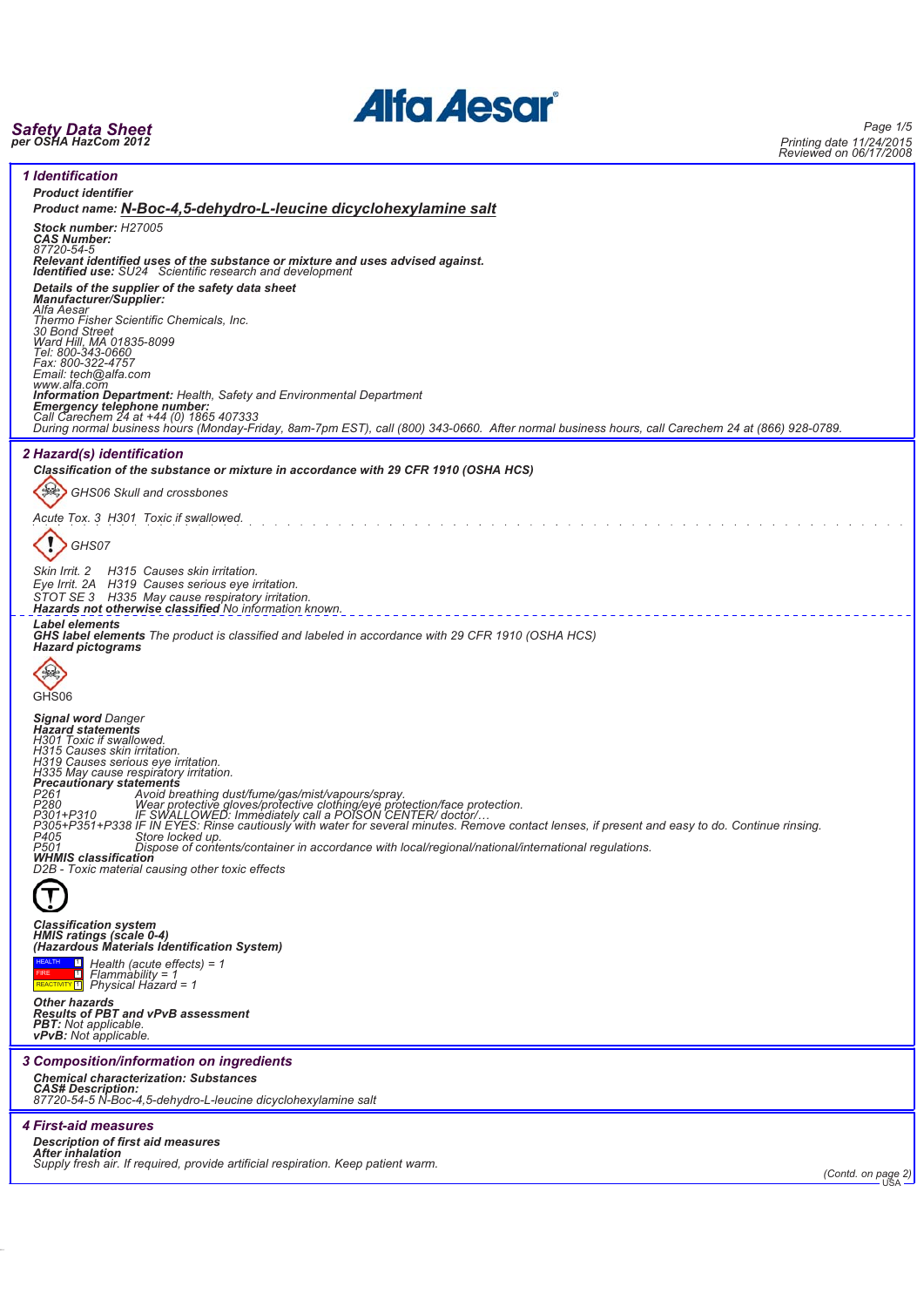# Alfa Aesar

***Safety Data Sheet***
***per OSHA HazCom 2012***

*Printing date 11/24/2015*
*Reviewed on 06/17/2008*

## 1 Identification

***Product identifier***

***Product name:*** **N-Boc-4,5-dehydro-L-leucine dicyclohexylamine salt**

***Stock number:*** *H27005*
***CAS Number:***
*87720-54-5*
***Relevant identified uses of the substance or mixture and uses advised against.***
***Identified use:*** *SU24 Scientific research and development*

***Details of the supplier of the safety data sheet***
***Manufacturer/Supplier:***
*Alfa Aesar*
*Thermo Fisher Scientific Chemicals, Inc.*
*30 Bond Street*
*Ward Hill, MA 01835-8099*
*Tel: 800-343-0660*
*Fax: 800-322-4757*
*Email: tech@alfa.com*
*www.alfa.com*
***Information Department:*** *Health, Safety and Environmental Department*
***Emergency telephone number:***
*Call Carechem 24 at +44 (0) 1865 407333*
*During normal business hours (Monday-Friday, 8am-7pm EST), call (800) 343-0660. After normal business hours, call Carechem 24 at (866) 928-0789.*

## 2 Hazard(s) identification

***Classification of the substance or mixture in accordance with 29 CFR 1910 (OSHA HCS)***

*GHS06 Skull and crossbones*

*Acute Tox. 3 H301 Toxic if swallowed.*

*GHS07*

*Skin Irrit. 2 H315 Causes skin irritation.*
*Eye Irrit. 2A H319 Causes serious eye irritation.*
*STOT SE 3 H335 May cause respiratory irritation.*
***Hazards not otherwise classified*** *No information known.*

***Label elements***
***GHS label elements*** *The product is classified and labeled in accordance with 29 CFR 1910 (OSHA HCS)*
***Hazard pictograms***

GHS06

***Signal word*** *Danger*
***Hazard statements***
*H301 Toxic if swallowed.*
*H315 Causes skin irritation.*
*H319 Causes serious eye irritation.*
*H335 May cause respiratory irritation.*
***Precautionary statements***
*P261 Avoid breathing dust/fume/gas/mist/vapours/spray.*
*P280 Wear protective gloves/protective clothing/eye protection/face protection.*
*P301+P310 IF SWALLOWED: Immediately call a POISON CENTER/ doctor/…*
*P305+P351+P338 IF IN EYES: Rinse cautiously with water for several minutes. Remove contact lenses, if present and easy to do. Continue rinsing.*
*P405 Store locked up.*
*P501 Dispose of contents/container in accordance with local/regional/national/international regulations.*
***WHMIS classification***
*D2B - Toxic material causing other toxic effects*

***Classification system***
***HMIS ratings (scale 0-4)***
***(Hazardous Materials Identification System)***

| | | |
|---|---|---|
| HEALTH | 1 | *Health (acute effects) = 1* |
| FIRE | 1 | *Flammability = 1* |
| REACTIVITY | 1 | *Physical Hazard = 1* |

***Other hazards***
***Results of PBT and vPvB assessment***
***PBT:*** *Not applicable.*
***vPvB:*** *Not applicable.*

## 3 Composition/information on ingredients

***Chemical characterization: Substances***
***CAS# Description:***
*87720-54-5 N-Boc-4,5-dehydro-L-leucine dicyclohexylamine salt*

## 4 First-aid measures

***Description of first aid measures***
***After inhalation***
*Supply fresh air. If required, provide artificial respiration. Keep patient warm.*

*(Contd. on page 2)*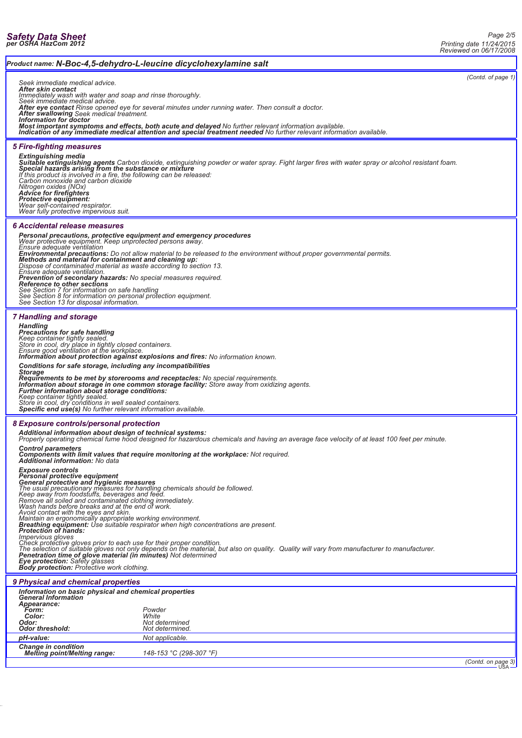**Product name: N-Boc-4,5-dehydro-L-leucine dicyclohexylamine salt**

(Contd. of page 1)

Seek immediate medical advice.
**After skin contact**
Immediately wash with water and soap and rinse thoroughly.
Seek immediate medical advice.
**After eye contact** Rinse opened eye for several minutes under running water. Then consult a doctor.
**After swallowing** Seek medical treatment.
**Information for doctor**
**Most important symptoms and effects, both acute and delayed** No further relevant information available.
**Indication of any immediate medical attention and special treatment needed** No further relevant information available.

## 5 Fire-fighting measures

**Extinguishing media**
**Suitable extinguishing agents** Carbon dioxide, extinguishing powder or water spray. Fight larger fires with water spray or alcohol resistant foam.
**Special hazards arising from the substance or mixture**
If this product is involved in a fire, the following can be released:
Carbon monoxide and carbon dioxide
Nitrogen oxides (NOx)
**Advice for firefighters**
**Protective equipment:**
Wear self-contained respirator.
Wear fully protective impervious suit.

## 6 Accidental release measures

**Personal precautions, protective equipment and emergency procedures**
Wear protective equipment. Keep unprotected persons away.
Ensure adequate ventilation
**Environmental precautions:** Do not allow material to be released to the environment without proper governmental permits.
**Methods and material for containment and cleaning up:**
Dispose of contaminated material as waste according to section 13.
Ensure adequate ventilation.
**Prevention of secondary hazards:** No special measures required.
**Reference to other sections**
See Section 7 for information on safe handling
See Section 8 for information on personal protection equipment.
See Section 13 for disposal information.

## 7 Handling and storage

**Handling**
**Precautions for safe handling**
Keep container tightly sealed.
Store in cool, dry place in tightly closed containers.
Ensure good ventilation at the workplace.
**Information about protection against explosions and fires:** No information known.

**Conditions for safe storage, including any incompatibilities**
**Storage**
**Requirements to be met by storerooms and receptacles:** No special requirements.
**Information about storage in one common storage facility:** Store away from oxidizing agents.
**Further information about storage conditions:**
Keep container tightly sealed.
Store in cool, dry conditions in well sealed containers.
**Specific end use(s)** No further relevant information available.

## 8 Exposure controls/personal protection

**Additional information about design of technical systems:**
Properly operating chemical fume hood designed for hazardous chemicals and having an average face velocity of at least 100 feet per minute.

**Control parameters**
**Components with limit values that require monitoring at the workplace:** Not required.
**Additional information:** No data

**Exposure controls**
**Personal protective equipment**
**General protective and hygienic measures**
The usual precautionary measures for handling chemicals should be followed.
Keep away from foodstuffs, beverages and feed.
Remove all soiled and contaminated clothing immediately.
Wash hands before breaks and at the end of work.
Avoid contact with the eyes and skin.
Maintain an ergonomically appropriate working environment.
**Breathing equipment:** Use suitable respirator when high concentrations are present.
**Protection of hands:**
Impervious gloves
Check protective gloves prior to each use for their proper condition.
The selection of suitable gloves not only depends on the material, but also on quality. Quality will vary from manufacturer to manufacturer.
**Penetration time of glove material (in minutes)** Not determined
**Eye protection:** Safety glasses
**Body protection:** Protective work clothing.

## 9 Physical and chemical properties

| **Information on basic physical and chemical properties** | |
|---|---|
| **General Information** | |
| **Appearance:** | |
| **Form:** | Powder |
| **Color:** | White |
| **Odor:** | Not determined |
| **Odor threshold:** | Not determined. |
| **pH-value:** | Not applicable. |
| **Change in condition** | |
| **Melting point/Melting range:** | 148-153 °C (298-307 °F) |

(Contd. on page 3)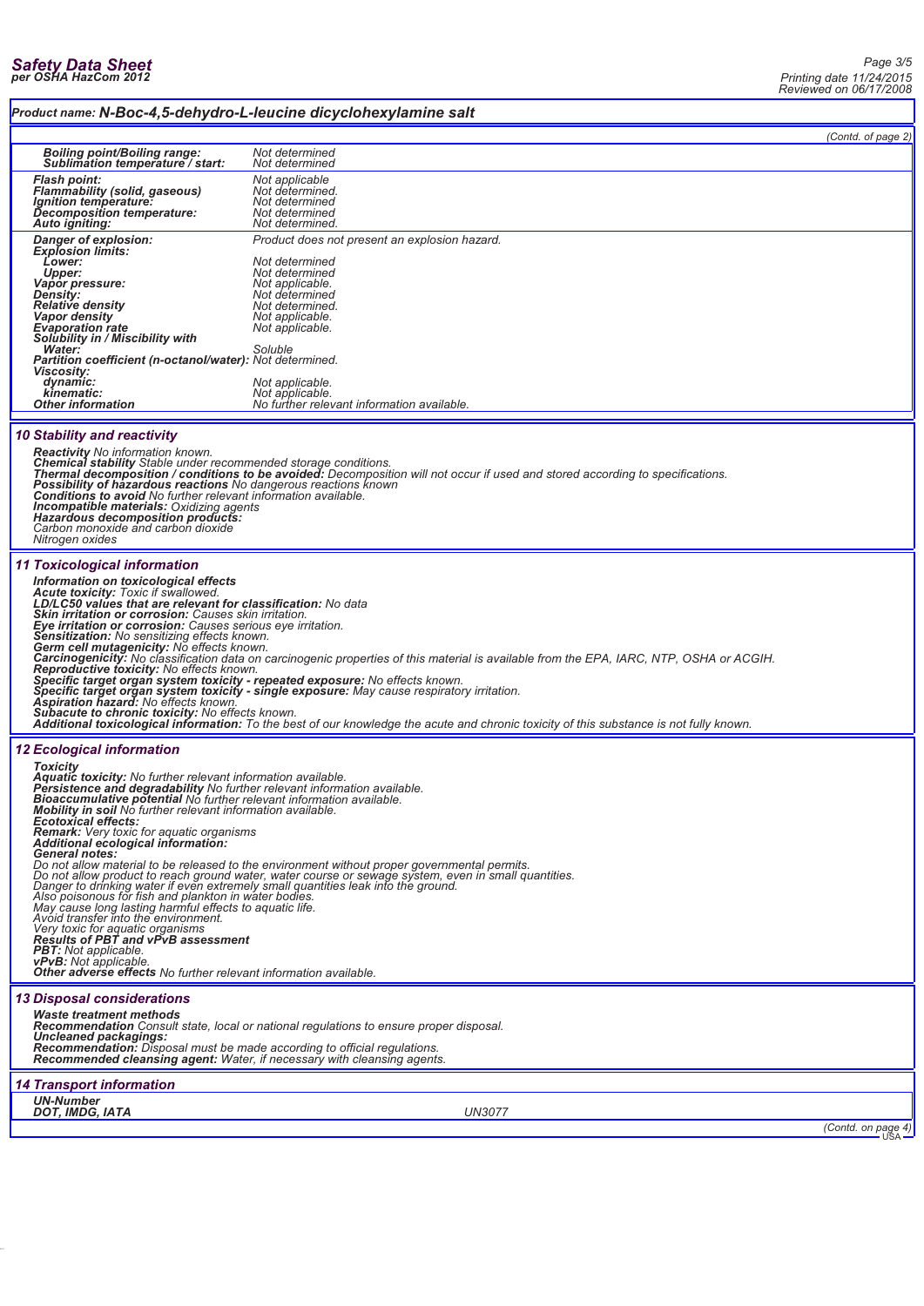**Product name: N-Boc-4,5-dehydro-L-leucine dicyclohexylamine salt**

(Contd. of page 2)

| | |
|---|---|
| **Boiling point/Boiling range:** | Not determined |
| **Sublimation temperature / start:** | Not determined |
| **Flash point:** | Not applicable |
| **Flammability (solid, gaseous)** | Not determined. |
| **Ignition temperature:** | Not determined |
| **Decomposition temperature:** | Not determined |
| **Auto igniting:** | Not determined. |
| **Danger of explosion:** | Product does not present an explosion hazard. |
| **Explosion limits:** | |
| **Lower:** | Not determined |
| **Upper:** | Not determined |
| **Vapor pressure:** | Not applicable. |
| **Density:** | Not determined |
| **Relative density** | Not determined. |
| **Vapor density** | Not applicable. |
| **Evaporation rate** | Not applicable. |
| **Solubility in / Miscibility with** | |
| **Water:** | Soluble |
| **Partition coefficient (n-octanol/water):** | Not determined. |
| **Viscosity:** | |
| **dynamic:** | Not applicable. |
| **kinematic:** | Not applicable. |
| **Other information** | No further relevant information available. |

## 10 Stability and reactivity

**Reactivity** No information known.
**Chemical stability** Stable under recommended storage conditions.
**Thermal decomposition / conditions to be avoided:** Decomposition will not occur if used and stored according to specifications.
**Possibility of hazardous reactions** No dangerous reactions known
**Conditions to avoid** No further relevant information available.
**Incompatible materials:** Oxidizing agents
**Hazardous decomposition products:**
Carbon monoxide and carbon dioxide
Nitrogen oxides

## 11 Toxicological information

**Information on toxicological effects**
**Acute toxicity:** Toxic if swallowed.
**LD/LC50 values that are relevant for classification:** No data
**Skin irritation or corrosion:** Causes skin irritation.
**Eye irritation or corrosion:** Causes serious eye irritation.
**Sensitization:** No sensitizing effects known.
**Germ cell mutagenicity:** No effects known.
**Carcinogenicity:** No classification data on carcinogenic properties of this material is available from the EPA, IARC, NTP, OSHA or ACGIH.
**Reproductive toxicity:** No effects known.
**Specific target organ system toxicity - repeated exposure:** No effects known.
**Specific target organ system toxicity - single exposure:** May cause respiratory irritation.
**Aspiration hazard:** No effects known.
**Subacute to chronic toxicity:** No effects known.
**Additional toxicological information:** To the best of our knowledge the acute and chronic toxicity of this substance is not fully known.

## 12 Ecological information

**Toxicity**
**Aquatic toxicity:** No further relevant information available.
**Persistence and degradability** No further relevant information available.
**Bioaccumulative potential** No further relevant information available.
**Mobility in soil** No further relevant information available.
**Ecotoxical effects:**
**Remark:** Very toxic for aquatic organisms
**Additional ecological information:**
**General notes:**
Do not allow material to be released to the environment without proper governmental permits.
Do not allow product to reach ground water, water course or sewage system, even in small quantities.
Danger to drinking water if even extremely small quantities leak into the ground.
Also poisonous for fish and plankton in water bodies.
May cause long lasting harmful effects to aquatic life.
Avoid transfer into the environment.
Very toxic for aquatic organisms
**Results of PBT and vPvB assessment**
**PBT:** Not applicable.
**vPvB:** Not applicable.
**Other adverse effects** No further relevant information available.

## 13 Disposal considerations

**Waste treatment methods**
**Recommendation** Consult state, local or national regulations to ensure proper disposal.
**Uncleaned packagings:**
**Recommendation:** Disposal must be made according to official regulations.
**Recommended cleansing agent:** Water, if necessary with cleansing agents.

## 14 Transport information

| | |
|---|---|
| **UN-Number** | |
| **DOT, IMDG, IATA** | UN3077 |

(Contd. on page 4)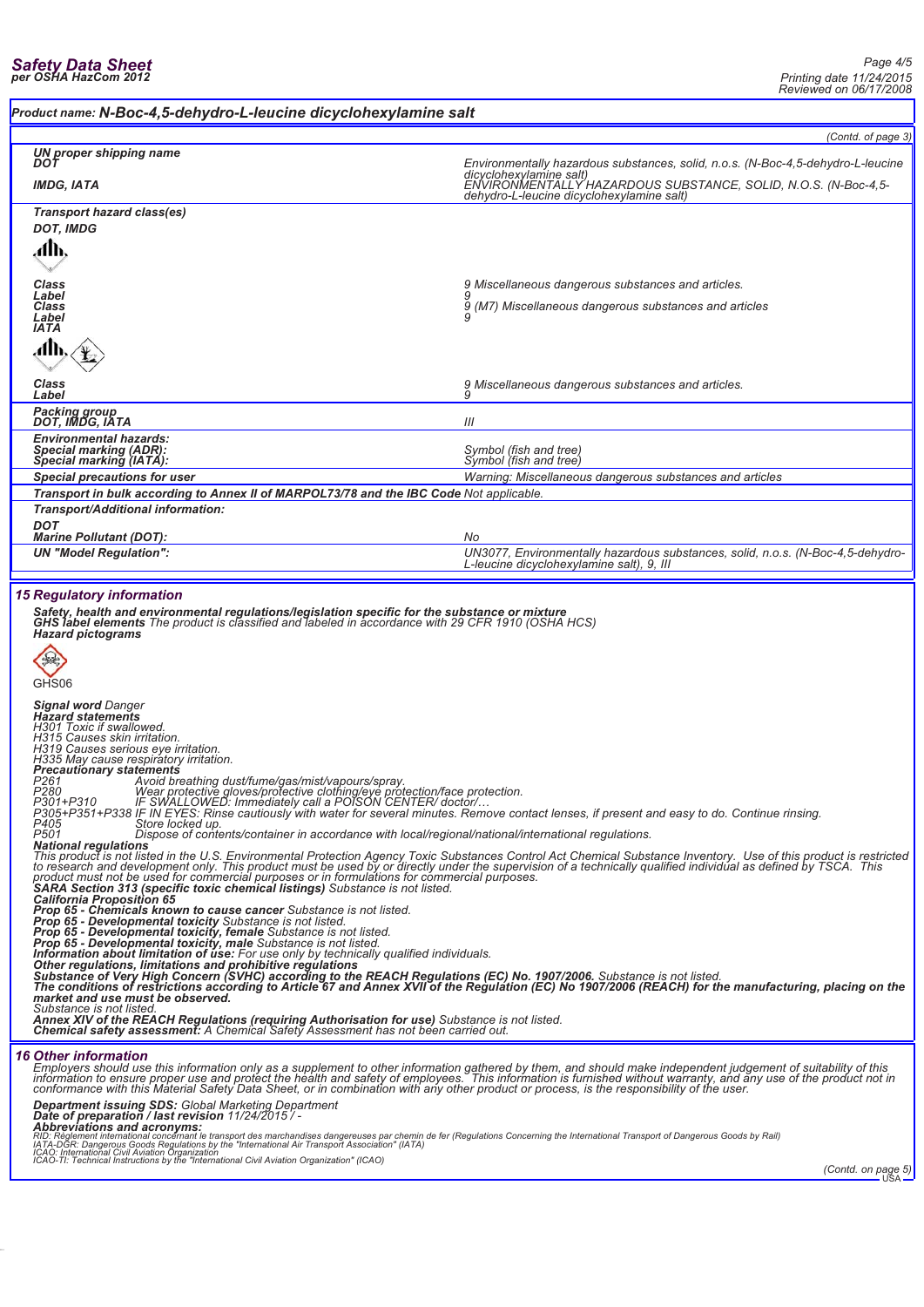**Product name: N-Boc-4,5-dehydro-L-leucine dicyclohexylamine salt**

(Contd. of page 3)

| | |
|---|---|
| **UN proper shipping name** | |
| **DOT** | Environmentally hazardous substances, solid, n.o.s. (N-Boc-4,5-dehydro-L-leucine dicyclohexylamine salt) |
| **IMDG, IATA** | ENVIRONMENTALLY HAZARDOUS SUBSTANCE, SOLID, N.O.S. (N-Boc-4,5-dehydro-L-leucine dicyclohexylamine salt) |
| **Transport hazard class(es)** | |
| **DOT, IMDG** | |
| **Class** | 9 Miscellaneous dangerous substances and articles. |
| **Label** | 9 |
| **Class** | 9 (M7) Miscellaneous dangerous substances and articles |
| **Label** | 9 |
| **IATA** | |
| **Class** | 9 Miscellaneous dangerous substances and articles. |
| **Label** | 9 |
| **Packing group** | |
| **DOT, IMDG, IATA** | III |
| **Environmental hazards:** | |
| **Special marking (ADR):** | Symbol (fish and tree) |
| **Special marking (IATA):** | Symbol (fish and tree) |
| **Special precautions for user** | Warning: Miscellaneous dangerous substances and articles |
| **Transport in bulk according to Annex II of MARPOL73/78 and the IBC Code** | Not applicable. |
| **Transport/Additional information:** | |
| **DOT** | |
| **Marine Pollutant (DOT):** | No |
| **UN "Model Regulation":** | UN3077, Environmentally hazardous substances, solid, n.o.s. (N-Boc-4,5-dehydro-L-leucine dicyclohexylamine salt), 9, III |

## 15 Regulatory information

**Safety, health and environmental regulations/legislation specific for the substance or mixture**
**GHS label elements** The product is classified and labeled in accordance with 29 CFR 1910 (OSHA HCS)
**Hazard pictograms**

GHS06

**Signal word** Danger
**Hazard statements**
H301 Toxic if swallowed.
H315 Causes skin irritation.
H319 Causes serious eye irritation.
H335 May cause respiratory irritation.
**Precautionary statements**
P261 Avoid breathing dust/fume/gas/mist/vapours/spray.
P280 Wear protective gloves/protective clothing/eye protection/face protection.
P301+P310 IF SWALLOWED: Immediately call a POISON CENTER/ doctor/…
P305+P351+P338 IF IN EYES: Rinse cautiously with water for several minutes. Remove contact lenses, if present and easy to do. Continue rinsing.
P405 Store locked up.
P501 Dispose of contents/container in accordance with local/regional/national/international regulations.
**National regulations**
This product is not listed in the U.S. Environmental Protection Agency Toxic Substances Control Act Chemical Substance Inventory. Use of this product is restricted to research and development only. This product must be used by or directly under the supervision of a technically qualified individual as defined by TSCA. This product must not be used for commercial purposes or in formulations for commercial purposes.
**SARA Section 313 (specific toxic chemical listings)** Substance is not listed.
**California Proposition 65**
**Prop 65 - Chemicals known to cause cancer** Substance is not listed.
**Prop 65 - Developmental toxicity** Substance is not listed.
**Prop 65 - Developmental toxicity, female** Substance is not listed.
**Prop 65 - Developmental toxicity, male** Substance is not listed.
**Information about limitation of use:** For use only by technically qualified individuals.
**Other regulations, limitations and prohibitive regulations**
**Substance of Very High Concern (SVHC) according to the REACH Regulations (EC) No. 1907/2006.** Substance is not listed.
**The conditions of restrictions according to Article 67 and Annex XVII of the Regulation (EC) No 1907/2006 (REACH) for the manufacturing, placing on the market and use must be observed.**
Substance is not listed.
**Annex XIV of the REACH Regulations (requiring Authorisation for use)** Substance is not listed.
**Chemical safety assessment:** A Chemical Safety Assessment has not been carried out.

## 16 Other information

Employers should use this information only as a supplement to other information gathered by them, and should make independent judgement of suitability of this information to ensure proper use and protect the health and safety of employees. This information is furnished without warranty, and any use of the product not in conformance with this Material Safety Data Sheet, or in combination with any other product or process, is the responsibility of the user.

**Department issuing SDS:** Global Marketing Department
**Date of preparation / last revision** 11/24/2015 / -
**Abbreviations and acronyms:**
RID: Règlement international concernant le transport des marchandises dangereuses par chemin de fer (Regulations Concerning the International Transport of Dangerous Goods by Rail)
IATA-DGR: Dangerous Goods Regulations by the "International Air Transport Association" (IATA)
ICAO: International Civil Aviation Organization
ICAO-TI: Technical Instructions by the "International Civil Aviation Organization" (ICAO)

(Contd. on page 5)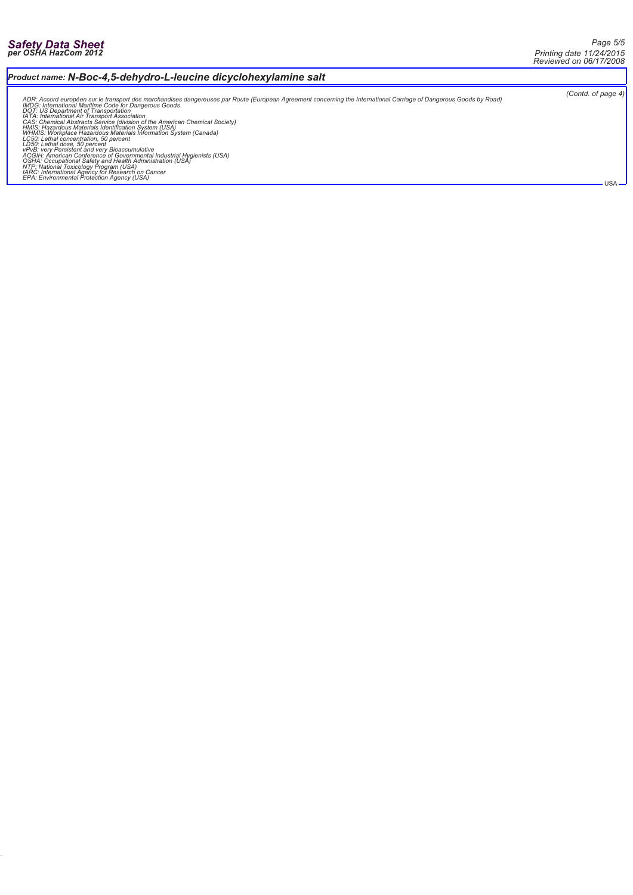## Product name: N-Boc-4,5-dehydro-L-leucine dicyclohexylamine salt

(Contd. of page 4)

ADR: Accord européen sur le transport des marchandises dangereuses par Route (European Agreement concerning the International Carriage of Dangerous Goods by Road)
IMDG: International Maritime Code for Dangerous Goods
DOT: US Department of Transportation
IATA: International Air Transport Association
CAS: Chemical Abstracts Service (division of the American Chemical Society)
HMIS: Hazardous Materials Identification System (USA)
WHMIS: Workplace Hazardous Materials Information System (Canada)
LC50: Lethal concentration, 50 percent
LD50: Lethal dose, 50 percent
vPvB: very Persistent and very Bioaccumulative
ACGIH: American Conference of Governmental Industrial Hygienists (USA)
OSHA: Occupational Safety and Health Administration (USA)
NTP: National Toxicology Program (USA)
IARC: International Agency for Research on Cancer
EPA: Environmental Protection Agency (USA)

USA